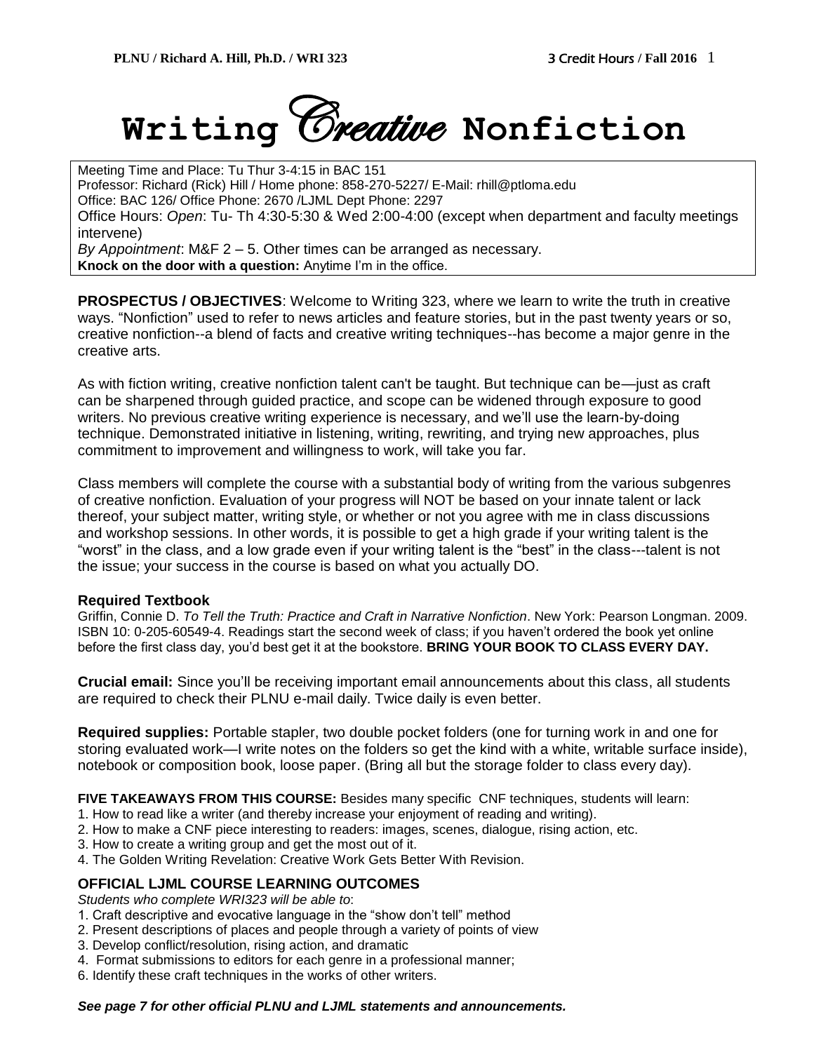# Writing *Creative* Nonfiction

Meeting Time and Place: Tu Thur 3-4:15 in BAC 151
Professor: Richard (Rick) Hill / Home phone: 858-270-5227/ E-Mail: rhill@ptloma.edu
Office: BAC 126/ Office Phone: 2670 /LJML Dept Phone: 2297
Office Hours: *Open*: Tu- Th 4:30-5:30 & Wed 2:00-4:00 (except when department and faculty meetings intervene)
*By Appointment*: M&F 2 – 5. Other times can be arranged as necessary.
**Knock on the door with a question:** Anytime I'm in the office.

**PROSPECTUS / OBJECTIVES**: Welcome to Writing 323, where we learn to write the truth in creative ways. "Nonfiction" used to refer to news articles and feature stories, but in the past twenty years or so, creative nonfiction--a blend of facts and creative writing techniques--has become a major genre in the creative arts.

As with fiction writing, creative nonfiction talent can't be taught. But technique can be—just as craft can be sharpened through guided practice, and scope can be widened through exposure to good writers. No previous creative writing experience is necessary, and we'll use the learn-by-doing technique. Demonstrated initiative in listening, writing, rewriting, and trying new approaches, plus commitment to improvement and willingness to work, will take you far.

Class members will complete the course with a substantial body of writing from the various subgenres of creative nonfiction. Evaluation of your progress will NOT be based on your innate talent or lack thereof, your subject matter, writing style, or whether or not you agree with me in class discussions and workshop sessions. In other words, it is possible to get a high grade if your writing talent is the "worst" in the class, and a low grade even if your writing talent is the "best" in the class---talent is not the issue; your success in the course is based on what you actually DO.

### Required Textbook

Griffin, Connie D. *To Tell the Truth: Practice and Craft in Narrative Nonfiction*. New York: Pearson Longman. 2009. ISBN 10: 0-205-60549-4. Readings start the second week of class; if you haven't ordered the book yet online before the first class day, you'd best get it at the bookstore. **BRING YOUR BOOK TO CLASS EVERY DAY.**

**Crucial email:** Since you'll be receiving important email announcements about this class, all students are required to check their PLNU e-mail daily. Twice daily is even better.

**Required supplies:** Portable stapler, two double pocket folders (one for turning work in and one for storing evaluated work—I write notes on the folders so get the kind with a white, writable surface inside), notebook or composition book, loose paper. (Bring all but the storage folder to class every day).

**FIVE TAKEAWAYS FROM THIS COURSE:** Besides many specific CNF techniques, students will learn:

1. How to read like a writer (and thereby increase your enjoyment of reading and writing).
2. How to make a CNF piece interesting to readers: images, scenes, dialogue, rising action, etc.
3. How to create a writing group and get the most out of it.
4. The Golden Writing Revelation: Creative Work Gets Better With Revision.

### OFFICIAL LJML COURSE LEARNING OUTCOMES

*Students who complete WRI323 will be able to*:

1. Craft descriptive and evocative language in the "show don't tell" method
2. Present descriptions of places and people through a variety of points of view
3. Develop conflict/resolution, rising action, and dramatic
4. Format submissions to editors for each genre in a professional manner;
6. Identify these craft techniques in the works of other writers.

***See page 7 for other official PLNU and LJML statements and announcements.***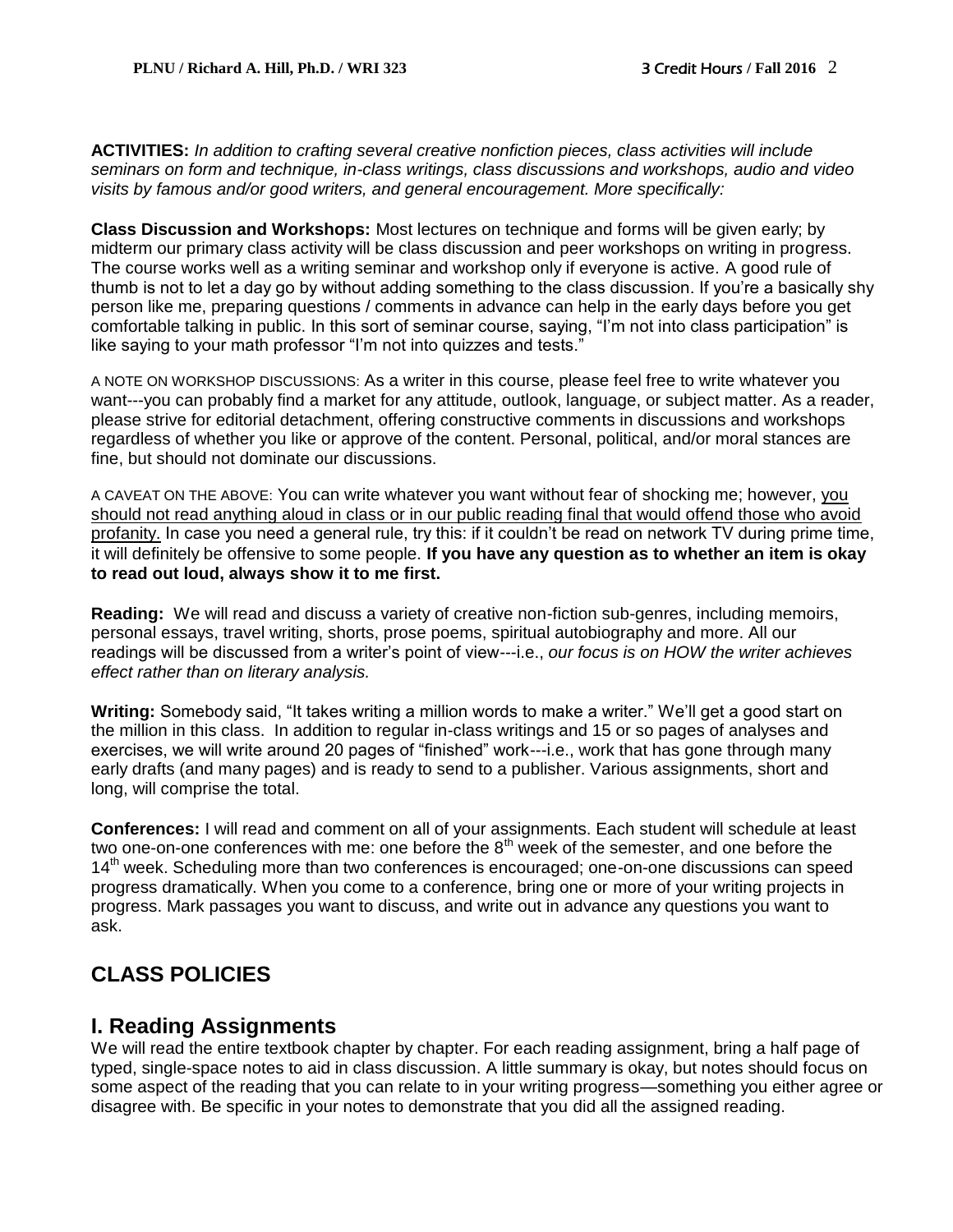**ACTIVITIES:** *In addition to crafting several creative nonfiction pieces, class activities will include seminars on form and technique, in-class writings, class discussions and workshops, audio and video visits by famous and/or good writers, and general encouragement. More specifically:*

**Class Discussion and Workshops:** Most lectures on technique and forms will be given early; by midterm our primary class activity will be class discussion and peer workshops on writing in progress. The course works well as a writing seminar and workshop only if everyone is active. A good rule of thumb is not to let a day go by without adding something to the class discussion. If you're a basically shy person like me, preparing questions / comments in advance can help in the early days before you get comfortable talking in public. In this sort of seminar course, saying, "I'm not into class participation" is like saying to your math professor "I'm not into quizzes and tests."

A NOTE ON WORKSHOP DISCUSSIONS: As a writer in this course, please feel free to write whatever you want---you can probably find a market for any attitude, outlook, language, or subject matter. As a reader, please strive for editorial detachment, offering constructive comments in discussions and workshops regardless of whether you like or approve of the content. Personal, political, and/or moral stances are fine, but should not dominate our discussions.

A CAVEAT ON THE ABOVE: You can write whatever you want without fear of shocking me; however, you should not read anything aloud in class or in our public reading final that would offend those who avoid profanity. In case you need a general rule, try this: if it couldn't be read on network TV during prime time, it will definitely be offensive to some people. **If you have any question as to whether an item is okay to read out loud, always show it to me first.**

**Reading:** We will read and discuss a variety of creative non-fiction sub-genres, including memoirs, personal essays, travel writing, shorts, prose poems, spiritual autobiography and more. All our readings will be discussed from a writer's point of view---i.e., *our focus is on HOW the writer achieves effect rather than on literary analysis.*

**Writing:** Somebody said, "It takes writing a million words to make a writer." We'll get a good start on the million in this class. In addition to regular in-class writings and 15 or so pages of analyses and exercises, we will write around 20 pages of "finished" work---i.e., work that has gone through many early drafts (and many pages) and is ready to send to a publisher. Various assignments, short and long, will comprise the total.

**Conferences:** I will read and comment on all of your assignments. Each student will schedule at least two one-on-one conferences with me: one before the 8th week of the semester, and one before the 14th week. Scheduling more than two conferences is encouraged; one-on-one discussions can speed progress dramatically. When you come to a conference, bring one or more of your writing projects in progress. Mark passages you want to discuss, and write out in advance any questions you want to ask.

## CLASS POLICIES

### I. Reading Assignments

We will read the entire textbook chapter by chapter. For each reading assignment, bring a half page of typed, single-space notes to aid in class discussion. A little summary is okay, but notes should focus on some aspect of the reading that you can relate to in your writing progress—something you either agree or disagree with. Be specific in your notes to demonstrate that you did all the assigned reading.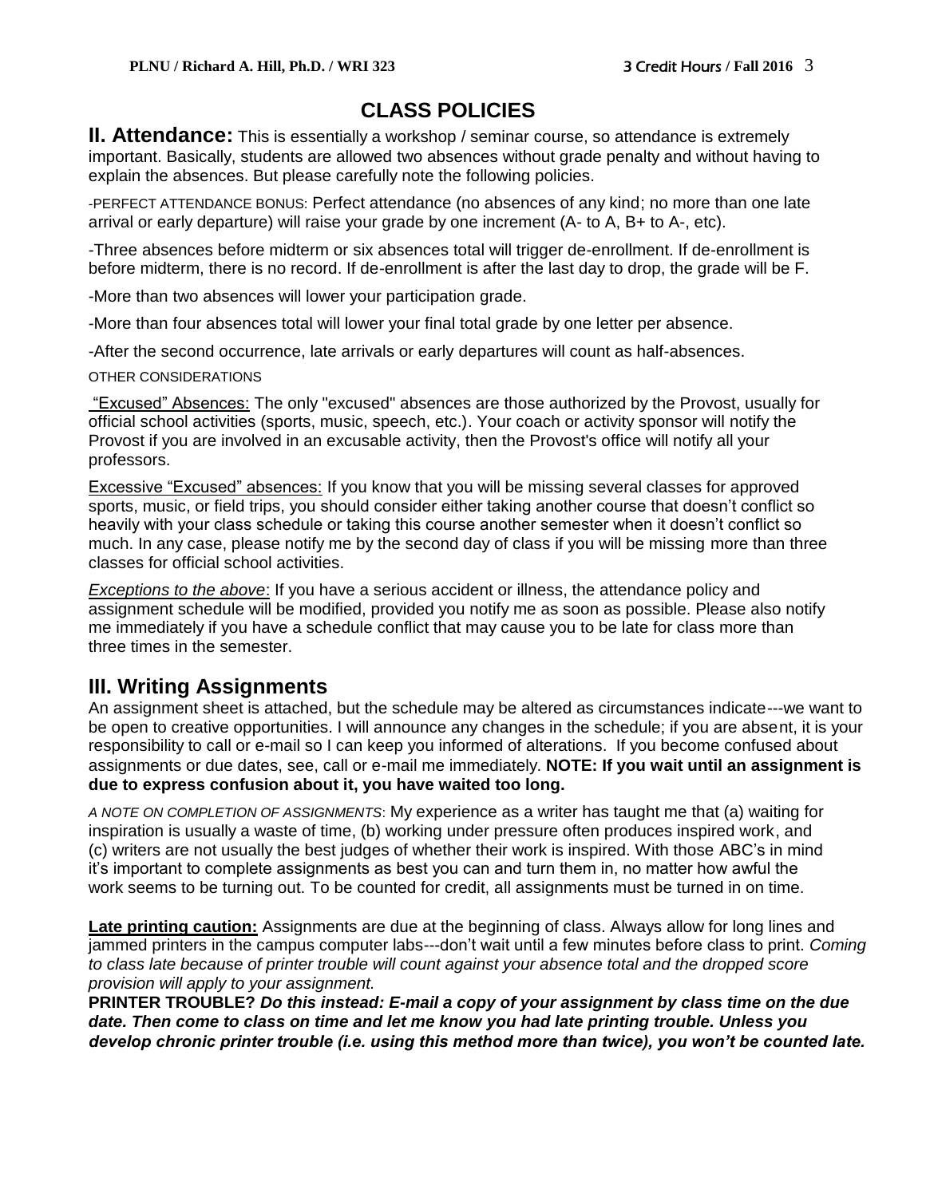# CLASS POLICIES

**II. Attendance:** This is essentially a workshop / seminar course, so attendance is extremely important. Basically, students are allowed two absences without grade penalty and without having to explain the absences. But please carefully note the following policies.

-PERFECT ATTENDANCE BONUS: Perfect attendance (no absences of any kind; no more than one late arrival or early departure) will raise your grade by one increment (A- to A, B+ to A-, etc).

-Three absences before midterm or six absences total will trigger de-enrollment. If de-enrollment is before midterm, there is no record. If de-enrollment is after the last day to drop, the grade will be F.

-More than two absences will lower your participation grade.

-More than four absences total will lower your final total grade by one letter per absence.

-After the second occurrence, late arrivals or early departures will count as half-absences.

OTHER CONSIDERATIONS

"Excused" Absences: The only "excused" absences are those authorized by the Provost, usually for official school activities (sports, music, speech, etc.). Your coach or activity sponsor will notify the Provost if you are involved in an excusable activity, then the Provost's office will notify all your professors.

Excessive "Excused" absences: If you know that you will be missing several classes for approved sports, music, or field trips, you should consider either taking another course that doesn't conflict so heavily with your class schedule or taking this course another semester when it doesn't conflict so much. In any case, please notify me by the second day of class if you will be missing more than three classes for official school activities.

*Exceptions to the above*: If you have a serious accident or illness, the attendance policy and assignment schedule will be modified, provided you notify me as soon as possible. Please also notify me immediately if you have a schedule conflict that may cause you to be late for class more than three times in the semester.

## III. Writing Assignments

An assignment sheet is attached, but the schedule may be altered as circumstances indicate---we want to be open to creative opportunities. I will announce any changes in the schedule; if you are absent, it is your responsibility to call or e-mail so I can keep you informed of alterations. If you become confused about assignments or due dates, see, call or e-mail me immediately. **NOTE: If you wait until an assignment is due to express confusion about it, you have waited too long.**

*A NOTE ON COMPLETION OF ASSIGNMENTS*: My experience as a writer has taught me that (a) waiting for inspiration is usually a waste of time, (b) working under pressure often produces inspired work, and (c) writers are not usually the best judges of whether their work is inspired. With those ABC's in mind it's important to complete assignments as best you can and turn them in, no matter how awful the work seems to be turning out. To be counted for credit, all assignments must be turned in on time.

**Late printing caution:** Assignments are due at the beginning of class. Always allow for long lines and jammed printers in the campus computer labs---don't wait until a few minutes before class to print. *Coming to class late because of printer trouble will count against your absence total and the dropped score provision will apply to your assignment.*

**PRINTER TROUBLE?** ***Do this instead: E-mail a copy of your assignment by class time on the due date. Then come to class on time and let me know you had late printing trouble. Unless you develop chronic printer trouble (i.e. using this method more than twice), you won't be counted late.***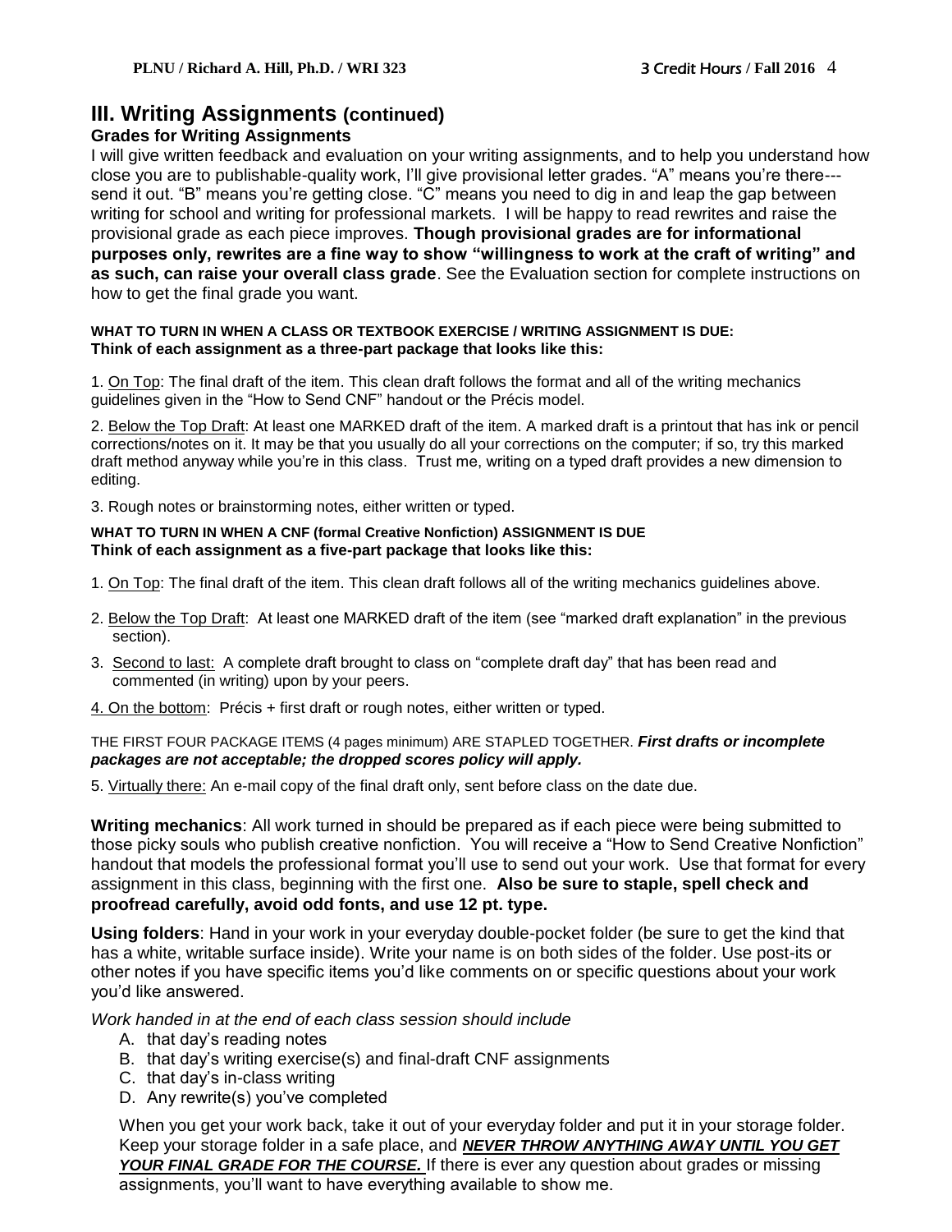## III. Writing Assignments (continued)

### Grades for Writing Assignments

I will give written feedback and evaluation on your writing assignments, and to help you understand how close you are to publishable-quality work, I'll give provisional letter grades. "A" means you're there---send it out. "B" means you're getting close. "C" means you need to dig in and leap the gap between writing for school and writing for professional markets. I will be happy to read rewrites and raise the provisional grade as each piece improves. **Though provisional grades are for informational purposes only, rewrites are a fine way to show "willingness to work at the craft of writing" and as such, can raise your overall class grade**. See the Evaluation section for complete instructions on how to get the final grade you want.

**WHAT TO TURN IN WHEN A CLASS OR TEXTBOOK EXERCISE / WRITING ASSIGNMENT IS DUE:**
**Think of each assignment as a three-part package that looks like this:**

1. <u>On Top</u>: The final draft of the item. This clean draft follows the format and all of the writing mechanics guidelines given in the "How to Send CNF" handout or the Précis model.

2. <u>Below the Top Draft</u>: At least one MARKED draft of the item. A marked draft is a printout that has ink or pencil corrections/notes on it. It may be that you usually do all your corrections on the computer; if so, try this marked draft method anyway while you're in this class. Trust me, writing on a typed draft provides a new dimension to editing.

3. Rough notes or brainstorming notes, either written or typed.

**WHAT TO TURN IN WHEN A CNF (formal Creative Nonfiction) ASSIGNMENT IS DUE**
**Think of each assignment as a five-part package that looks like this:**

1. <u>On Top</u>: The final draft of the item. This clean draft follows all of the writing mechanics guidelines above.
2. <u>Below the Top Draft</u>: At least one MARKED draft of the item (see "marked draft explanation" in the previous section).
3. <u>Second to last:</u> A complete draft brought to class on "complete draft day" that has been read and commented (in writing) upon by your peers.
4. <u>On the bottom</u>: Précis + first draft or rough notes, either written or typed.

THE FIRST FOUR PACKAGE ITEMS (4 pages minimum) ARE STAPLED TOGETHER. ***First drafts or incomplete packages are not acceptable; the dropped scores policy will apply.***

5. <u>Virtually there:</u> An e-mail copy of the final draft only, sent before class on the date due.

**Writing mechanics**: All work turned in should be prepared as if each piece were being submitted to those picky souls who publish creative nonfiction. You will receive a "How to Send Creative Nonfiction" handout that models the professional format you'll use to send out your work. Use that format for every assignment in this class, beginning with the first one. **Also be sure to staple, spell check and proofread carefully, avoid odd fonts, and use 12 pt. type.**

**Using folders**: Hand in your work in your everyday double-pocket folder (be sure to get the kind that has a white, writable surface inside). Write your name is on both sides of the folder. Use post-its or other notes if you have specific items you'd like comments on or specific questions about your work you'd like answered.

*Work handed in at the end of each class session should include*

A. that day's reading notes
B. that day's writing exercise(s) and final-draft CNF assignments
C. that day's in-class writing
D. Any rewrite(s) you've completed

When you get your work back, take it out of your everyday folder and put it in your storage folder. Keep your storage folder in a safe place, and ***<u>NEVER THROW ANYTHING AWAY UNTIL YOU GET YOUR FINAL GRADE FOR THE COURSE.</u>*** If there is ever any question about grades or missing assignments, you'll want to have everything available to show me.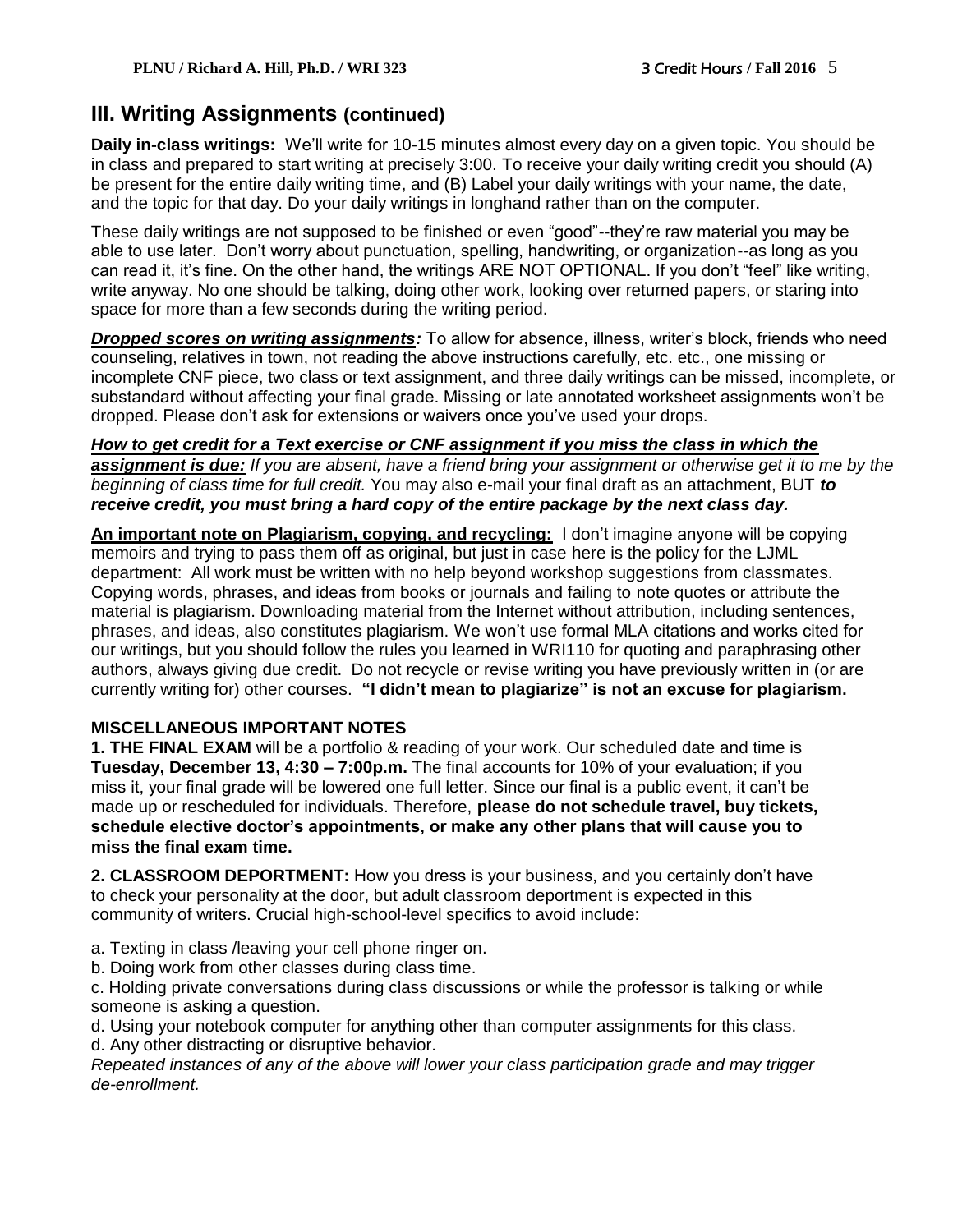## III. Writing Assignments (continued)

**Daily in-class writings:** We'll write for 10-15 minutes almost every day on a given topic. You should be in class and prepared to start writing at precisely 3:00. To receive your daily writing credit you should (A) be present for the entire daily writing time, and (B) Label your daily writings with your name, the date, and the topic for that day. Do your daily writings in longhand rather than on the computer.

These daily writings are not supposed to be finished or even "good"--they're raw material you may be able to use later. Don't worry about punctuation, spelling, handwriting, or organization--as long as you can read it, it's fine. On the other hand, the writings ARE NOT OPTIONAL. If you don't "feel" like writing, write anyway. No one should be talking, doing other work, looking over returned papers, or staring into space for more than a few seconds during the writing period.

***Dropped scores on writing assignments:*** To allow for absence, illness, writer's block, friends who need counseling, relatives in town, not reading the above instructions carefully, etc. etc., one missing or incomplete CNF piece, two class or text assignment, and three daily writings can be missed, incomplete, or substandard without affecting your final grade. Missing or late annotated worksheet assignments won't be dropped. Please don't ask for extensions or waivers once you've used your drops.

***How to get credit for a Text exercise or CNF assignment if you miss the class in which the assignment is due:*** *If you are absent, have a friend bring your assignment or otherwise get it to me by the beginning of class time for full credit.* You may also e-mail your final draft as an attachment, BUT ***to receive credit, you must bring a hard copy of the entire package by the next class day.***

**An important note on Plagiarism, copying, and recycling:** I don't imagine anyone will be copying memoirs and trying to pass them off as original, but just in case here is the policy for the LJML department: All work must be written with no help beyond workshop suggestions from classmates. Copying words, phrases, and ideas from books or journals and failing to note quotes or attribute the material is plagiarism. Downloading material from the Internet without attribution, including sentences, phrases, and ideas, also constitutes plagiarism. We won't use formal MLA citations and works cited for our writings, but you should follow the rules you learned in WRI110 for quoting and paraphrasing other authors, always giving due credit. Do not recycle or revise writing you have previously written in (or are currently writing for) other courses. **"I didn't mean to plagiarize" is not an excuse for plagiarism.**

### MISCELLANEOUS IMPORTANT NOTES

**1. THE FINAL EXAM** will be a portfolio & reading of your work. Our scheduled date and time is **Tuesday, December 13, 4:30 – 7:00p.m.** The final accounts for 10% of your evaluation; if you miss it, your final grade will be lowered one full letter. Since our final is a public event, it can't be made up or rescheduled for individuals. Therefore, **please do not schedule travel, buy tickets, schedule elective doctor's appointments, or make any other plans that will cause you to miss the final exam time.**

**2. CLASSROOM DEPORTMENT:** How you dress is your business, and you certainly don't have to check your personality at the door, but adult classroom deportment is expected in this community of writers. Crucial high-school-level specifics to avoid include:

a. Texting in class /leaving your cell phone ringer on.
b. Doing work from other classes during class time.
c. Holding private conversations during class discussions or while the professor is talking or while someone is asking a question.
d. Using your notebook computer for anything other than computer assignments for this class.
d. Any other distracting or disruptive behavior.

*Repeated instances of any of the above will lower your class participation grade and may trigger de-enrollment.*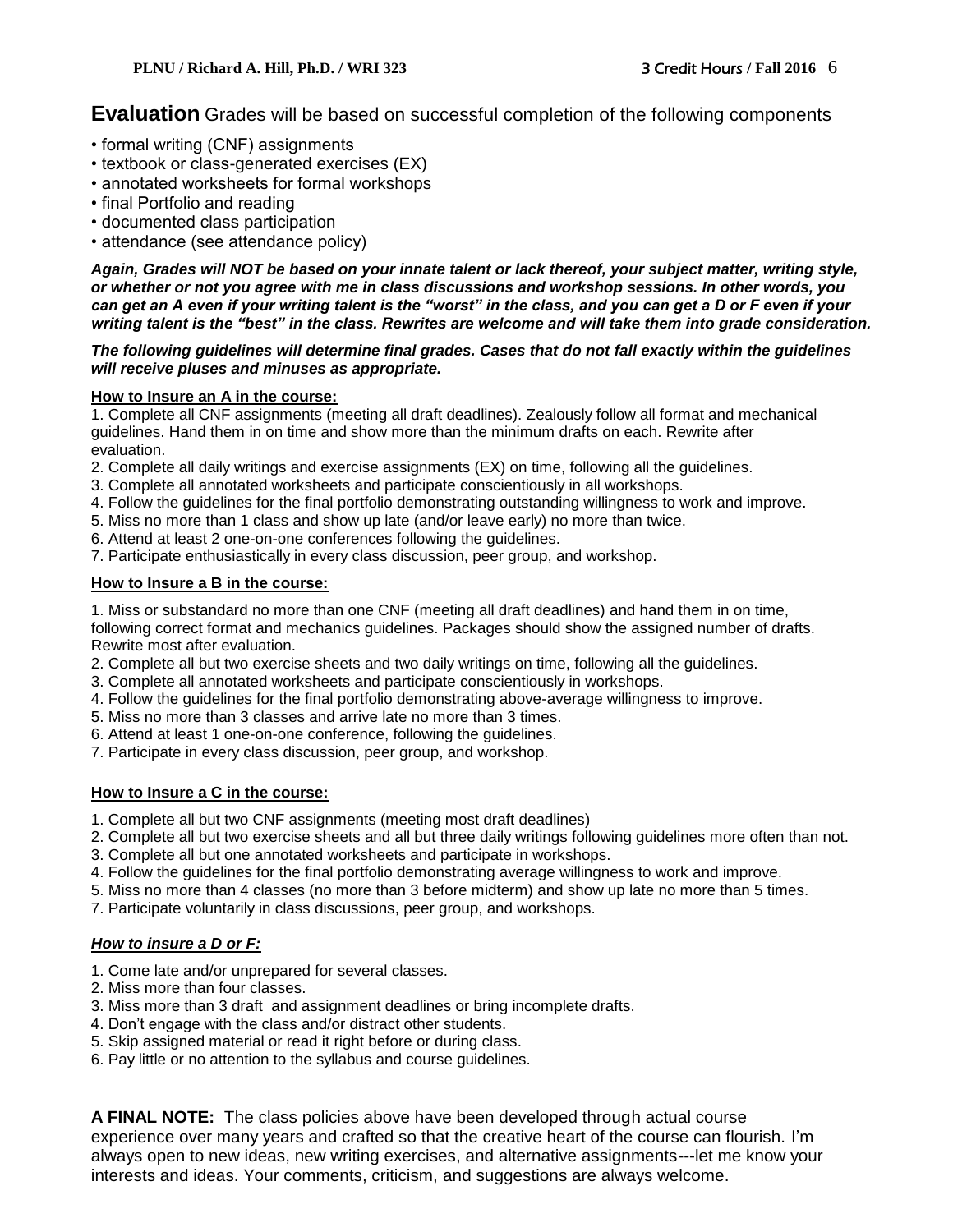## **Evaluation** Grades will be based on successful completion of the following components

- formal writing (CNF) assignments
- textbook or class-generated exercises (EX)
- annotated worksheets for formal workshops
- final Portfolio and reading
- documented class participation
- attendance (see attendance policy)

***Again, Grades will NOT be based on your innate talent or lack thereof, your subject matter, writing style, or whether or not you agree with me in class discussions and workshop sessions. In other words, you can get an A even if your writing talent is the "worst" in the class, and you can get a D or F even if your writing talent is the "best" in the class. Rewrites are welcome and will take them into grade consideration.***

***The following guidelines will determine final grades. Cases that do not fall exactly within the guidelines will receive pluses and minuses as appropriate.***

**How to Insure an A in the course:**

1. Complete all CNF assignments (meeting all draft deadlines). Zealously follow all format and mechanical guidelines. Hand them in on time and show more than the minimum drafts on each. Rewrite after evaluation.
2. Complete all daily writings and exercise assignments (EX) on time, following all the guidelines.
3. Complete all annotated worksheets and participate conscientiously in all workshops.
4. Follow the guidelines for the final portfolio demonstrating outstanding willingness to work and improve.
5. Miss no more than 1 class and show up late (and/or leave early) no more than twice.
6. Attend at least 2 one-on-one conferences following the guidelines.
7. Participate enthusiastically in every class discussion, peer group, and workshop.

**How to Insure a B in the course:**

1. Miss or substandard no more than one CNF (meeting all draft deadlines) and hand them in on time, following correct format and mechanics guidelines. Packages should show the assigned number of drafts. Rewrite most after evaluation.
2. Complete all but two exercise sheets and two daily writings on time, following all the guidelines.
3. Complete all annotated worksheets and participate conscientiously in workshops.
4. Follow the guidelines for the final portfolio demonstrating above-average willingness to improve.
5. Miss no more than 3 classes and arrive late no more than 3 times.
6. Attend at least 1 one-on-one conference, following the guidelines.
7. Participate in every class discussion, peer group, and workshop.

**How to Insure a C in the course:**

1. Complete all but two CNF assignments (meeting most draft deadlines)
2. Complete all but two exercise sheets and all but three daily writings following guidelines more often than not.
3. Complete all but one annotated worksheets and participate in workshops.
4. Follow the guidelines for the final portfolio demonstrating average willingness to work and improve.
5. Miss no more than 4 classes (no more than 3 before midterm) and show up late no more than 5 times.
7. Participate voluntarily in class discussions, peer group, and workshops.

***How to insure a D or F:***

1. Come late and/or unprepared for several classes.
2. Miss more than four classes.
3. Miss more than 3 draft and assignment deadlines or bring incomplete drafts.
4. Don't engage with the class and/or distract other students.
5. Skip assigned material or read it right before or during class.
6. Pay little or no attention to the syllabus and course guidelines.

**A FINAL NOTE:** The class policies above have been developed through actual course experience over many years and crafted so that the creative heart of the course can flourish. I'm always open to new ideas, new writing exercises, and alternative assignments---let me know your interests and ideas. Your comments, criticism, and suggestions are always welcome.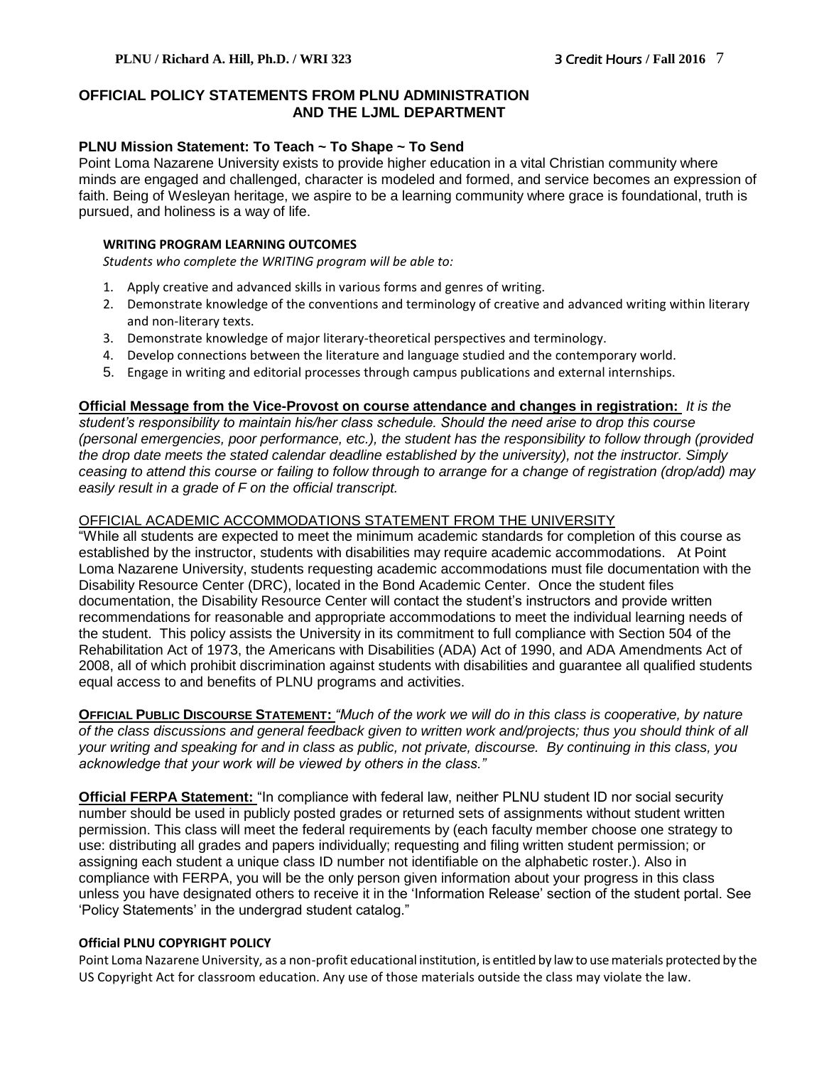## OFFICIAL POLICY STATEMENTS FROM PLNU ADMINISTRATION AND THE LJML DEPARTMENT

**PLNU Mission Statement: To Teach ~ To Shape ~ To Send**

Point Loma Nazarene University exists to provide higher education in a vital Christian community where minds are engaged and challenged, character is modeled and formed, and service becomes an expression of faith. Being of Wesleyan heritage, we aspire to be a learning community where grace is foundational, truth is pursued, and holiness is a way of life.

**WRITING PROGRAM LEARNING OUTCOMES**

*Students who complete the WRITING program will be able to:*

1. Apply creative and advanced skills in various forms and genres of writing.
2. Demonstrate knowledge of the conventions and terminology of creative and advanced writing within literary and non-literary texts.
3. Demonstrate knowledge of major literary-theoretical perspectives and terminology.
4. Develop connections between the literature and language studied and the contemporary world.
5. Engage in writing and editorial processes through campus publications and external internships.

**Official Message from the Vice-Provost on course attendance and changes in registration:** *It is the student's responsibility to maintain his/her class schedule. Should the need arise to drop this course (personal emergencies, poor performance, etc.), the student has the responsibility to follow through (provided the drop date meets the stated calendar deadline established by the university), not the instructor. Simply ceasing to attend this course or failing to follow through to arrange for a change of registration (drop/add) may easily result in a grade of F on the official transcript.*

OFFICIAL ACADEMIC ACCOMMODATIONS STATEMENT FROM THE UNIVERSITY

"While all students are expected to meet the minimum academic standards for completion of this course as established by the instructor, students with disabilities may require academic accommodations. At Point Loma Nazarene University, students requesting academic accommodations must file documentation with the Disability Resource Center (DRC), located in the Bond Academic Center. Once the student files documentation, the Disability Resource Center will contact the student's instructors and provide written recommendations for reasonable and appropriate accommodations to meet the individual learning needs of the student. This policy assists the University in its commitment to full compliance with Section 504 of the Rehabilitation Act of 1973, the Americans with Disabilities (ADA) Act of 1990, and ADA Amendments Act of 2008, all of which prohibit discrimination against students with disabilities and guarantee all qualified students equal access to and benefits of PLNU programs and activities.

**OFFICIAL PUBLIC DISCOURSE STATEMENT:** *"Much of the work we will do in this class is cooperative, by nature of the class discussions and general feedback given to written work and/projects; thus you should think of all your writing and speaking for and in class as public, not private, discourse. By continuing in this class, you acknowledge that your work will be viewed by others in the class."*

**Official FERPA Statement:** "In compliance with federal law, neither PLNU student ID nor social security number should be used in publicly posted grades or returned sets of assignments without student written permission. This class will meet the federal requirements by (each faculty member choose one strategy to use: distributing all grades and papers individually; requesting and filing written student permission; or assigning each student a unique class ID number not identifiable on the alphabetic roster.). Also in compliance with FERPA, you will be the only person given information about your progress in this class unless you have designated others to receive it in the 'Information Release' section of the student portal. See 'Policy Statements' in the undergrad student catalog."

**Official PLNU COPYRIGHT POLICY**

Point Loma Nazarene University, as a non-profit educational institution, is entitled by law to use materials protected by the US Copyright Act for classroom education. Any use of those materials outside the class may violate the law.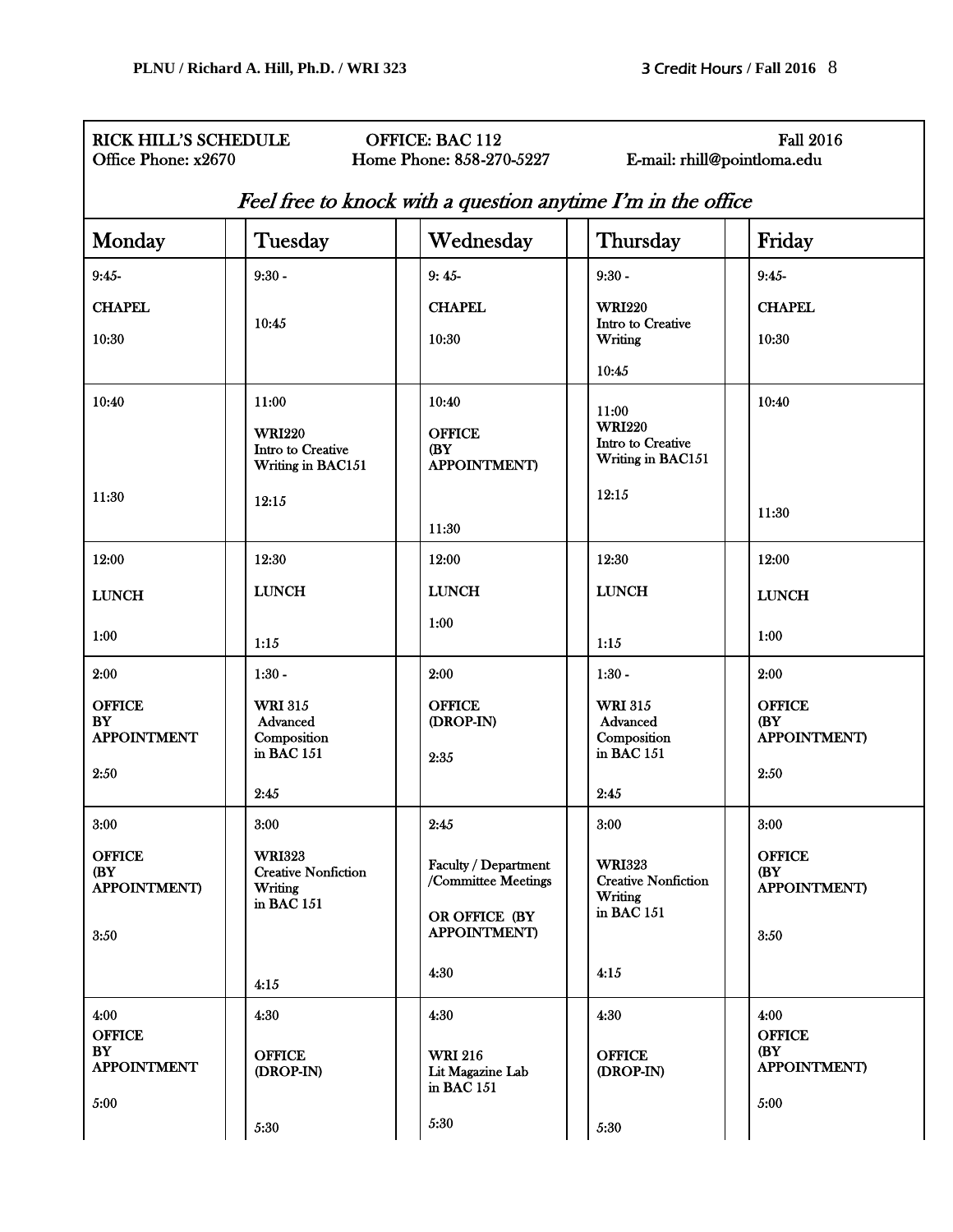RICK HILL'S SCHEDULE | OFFICE: BAC 112 | Fall 2016
Office Phone: x2670 | Home Phone: 858-270-5227 | E-mail: rhill@pointloma.edu

*Feel free to knock with a question anytime I'm in the office*

| Monday | Tuesday | Wednesday | Thursday | Friday |
|---|---|---|---|---|
| 9:45- CHAPEL 10:30 | 9:30 - 10:45 | 9: 45- CHAPEL 10:30 | 9:30 - WRI220 Intro to Creative Writing 10:45 | 9:45- CHAPEL 10:30 |
| 10:40 11:30 | 11:00 WRI220 Intro to Creative Writing in BAC151 12:15 | 10:40 OFFICE (BY APPOINTMENT) 11:30 | 11:00 WRI220 Intro to Creative Writing in BAC151 12:15 | 10:40 11:30 |
| 12:00 LUNCH 1:00 | 12:30 LUNCH 1:15 | 12:00 LUNCH 1:00 | 12:30 LUNCH 1:15 | 12:00 LUNCH 1:00 |
| 2:00 OFFICE BY APPOINTMENT 2:50 | 1:30 - WRI 315 Advanced Composition in BAC 151 2:45 | 2:00 OFFICE (DROP-IN) 2:35 | 1:30 - WRI 315 Advanced Composition in BAC 151 2:45 | 2:00 OFFICE (BY APPOINTMENT) 2:50 |
| 3:00 OFFICE (BY APPOINTMENT) 3:50 | 3:00 WRI323 Creative Nonfiction Writing in BAC 151 4:15 | 2:45 Faculty / Department /Committee Meetings OR OFFICE (BY APPOINTMENT) 4:30 | 3:00 WRI323 Creative Nonfiction Writing in BAC 151 4:15 | 3:00 OFFICE (BY APPOINTMENT) 3:50 |
| 4:00 OFFICE BY APPOINTMENT 5:00 | 4:30 OFFICE (DROP-IN) 5:30 | 4:30 WRI 216 Lit Magazine Lab in BAC 151 5:30 | 4:30 OFFICE (DROP-IN) 5:30 | 4:00 OFFICE (BY APPOINTMENT) 5:00 |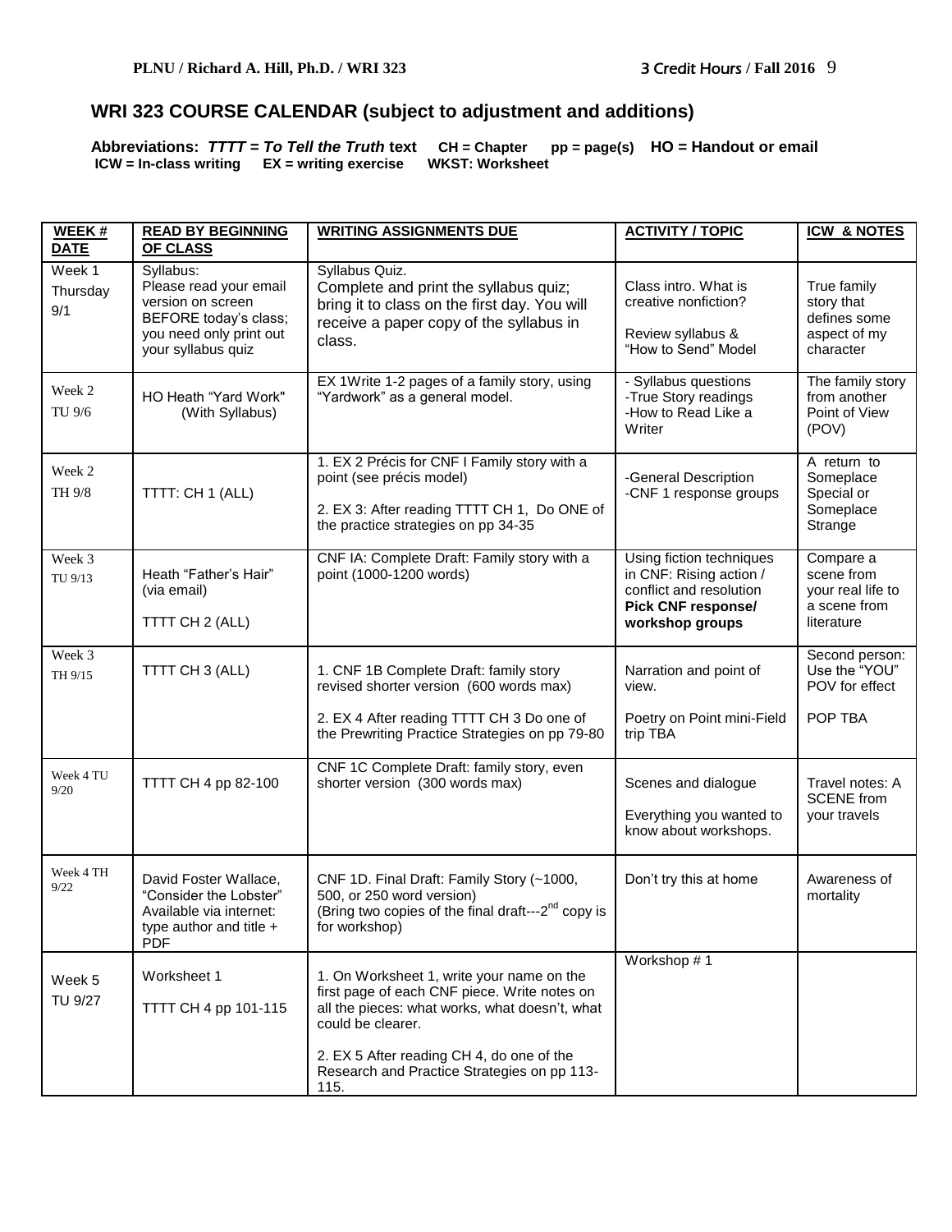## WRI 323 COURSE CALENDAR (subject to adjustment and additions)

**Abbreviations:** ***TTTT = To Tell the Truth* text** **CH = Chapter** **pp = page(s)** **HO = Handout or email**
**ICW = In-class writing** **EX = writing exercise** **WKST: Worksheet**

| WEEK # DATE | READ BY BEGINNING OF CLASS | WRITING ASSIGNMENTS DUE | ACTIVITY / TOPIC | ICW & NOTES |
|---|---|---|---|---|
| Week 1 Thursday 9/1 | Syllabus: Please read your email version on screen BEFORE today's class; you need only print out your syllabus quiz | Syllabus Quiz. Complete and print the syllabus quiz; bring it to class on the first day. You will receive a paper copy of the syllabus in class. | Class intro. What is creative nonfiction?<br><br>Review syllabus & "How to Send" Model | True family story that defines some aspect of my character |
| Week 2 TU 9/6 | HO Heath "Yard Work" (With Syllabus) | EX 1Write 1-2 pages of a family story, using "Yardwork" as a general model. | - Syllabus questions<br>-True Story readings<br>-How to Read Like a Writer | The family story from another Point of View (POV) |
| Week 2 TH 9/8 | TTTT: CH 1 (ALL) | 1. EX 2 Précis for CNF I Family story with a point (see précis model)<br><br>2. EX 3: After reading TTTT CH 1, Do ONE of the practice strategies on pp 34-35 | -General Description<br>-CNF 1 response groups | A return to Someplace Special or Someplace Strange |
| Week 3 TU 9/13 | Heath "Father's Hair" (via email)<br><br>TTTT CH 2 (ALL) | CNF IA: Complete Draft: Family story with a point (1000-1200 words) | Using fiction techniques in CNF: Rising action / conflict and resolution<br>**Pick CNF response/ workshop groups** | Compare a scene from your real life to a scene from literature |
| Week 3 TH 9/15 | TTTT CH 3 (ALL) | 1. CNF 1B Complete Draft: family story revised shorter version (600 words max)<br><br>2. EX 4 After reading TTTT CH 3 Do one of the Prewriting Practice Strategies on pp 79-80 | Narration and point of view.<br><br>Poetry on Point mini-Field trip TBA | Second person: Use the "YOU" POV for effect<br><br>POP TBA |
| Week 4 TU 9/20 | TTTT CH 4 pp 82-100 | CNF 1C Complete Draft: family story, even shorter version (300 words max) | Scenes and dialogue<br><br>Everything you wanted to know about workshops. | Travel notes: A SCENE from your travels |
| Week 4 TH 9/22 | David Foster Wallace, "Consider the Lobster" Available via internet: type author and title + PDF | CNF 1D. Final Draft: Family Story (~1000, 500, or 250 word version)<br>(Bring two copies of the final draft---2nd copy is for workshop) | Don't try this at home | Awareness of mortality |
| Week 5 TU 9/27 | Worksheet 1<br><br>TTTT CH 4 pp 101-115 | 1. On Worksheet 1, write your name on the first page of each CNF piece. Write notes on all the pieces: what works, what doesn't, what could be clearer.<br><br>2. EX 5 After reading CH 4, do one of the Research and Practice Strategies on pp 113-115. | Workshop # 1 | |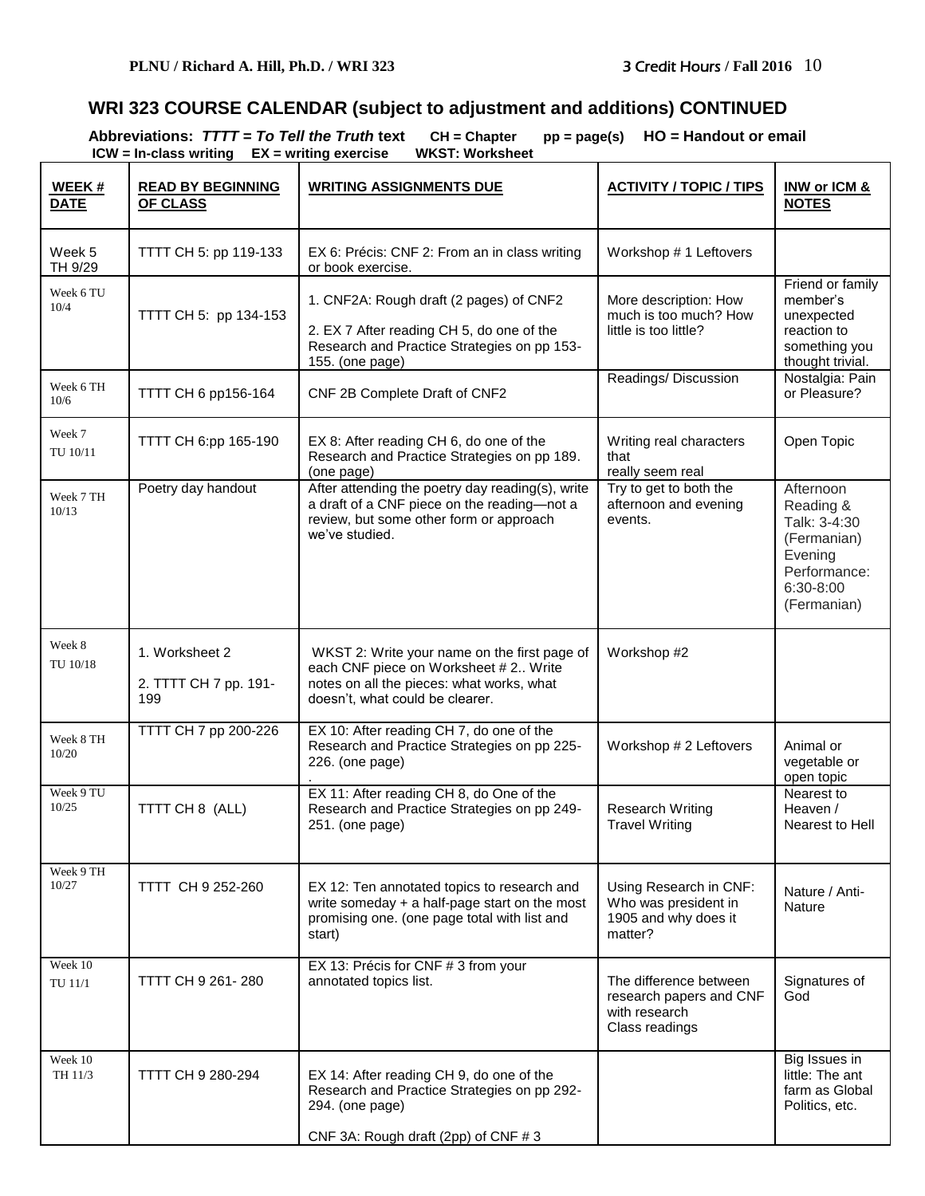## WRI 323 COURSE CALENDAR (subject to adjustment and additions) CONTINUED

**Abbreviations:** ***TTTT = To Tell the Truth* text** **CH = Chapter** **pp = page(s)** **HO = Handout or email**
**ICW = In-class writing** **EX = writing exercise** **WKST: Worksheet**

| **WEEK # DATE** | **READ BY BEGINNING OF CLASS** | **WRITING ASSIGNMENTS DUE** | **ACTIVITY / TOPIC / TIPS** | **INW or ICM & NOTES** |
|---|---|---|---|---|
| Week 5 TH 9/29 | TTTT CH 5: pp 119-133 | EX 6: Précis: CNF 2: From an in class writing or book exercise. | Workshop # 1 Leftovers | |
| Week 6 TU 10/4 | TTTT CH 5: pp 134-153 | 1. CNF2A: Rough draft (2 pages) of CNF2<br>2. EX 7 After reading CH 5, do one of the Research and Practice Strategies on pp 153-155. (one page) | More description: How much is too much? How little is too little? | Friend or family member's unexpected reaction to something you thought trivial. |
| Week 6 TH 10/6 | TTTT CH 6 pp156-164 | CNF 2B Complete Draft of CNF2 | Readings/ Discussion | Nostalgia: Pain or Pleasure? |
| Week 7 TU 10/11 | TTTT CH 6:pp 165-190 | EX 8: After reading CH 6, do one of the Research and Practice Strategies on pp 189. (one page) | Writing real characters that really seem real | Open Topic |
| Week 7 TH 10/13 | Poetry day handout | After attending the poetry day reading(s), write a draft of a CNF piece on the reading—not a review, but some other form or approach we've studied. | Try to get to both the afternoon and evening events. | Afternoon Reading & Talk: 3-4:30 (Fermanian) Evening Performance: 6:30-8:00 (Fermanian) |
| Week 8 TU 10/18 | 1. Worksheet 2<br>2. TTTT CH 7 pp. 191-199 | WKST 2: Write your name on the first page of each CNF piece on Worksheet # 2.. Write notes on all the pieces: what works, what doesn't, what could be clearer. | Workshop #2 | |
| Week 8 TH 10/20 | TTTT CH 7 pp 200-226 | EX 10: After reading CH 7, do one of the Research and Practice Strategies on pp 225-226. (one page) . | Workshop # 2 Leftovers | Animal or vegetable or open topic |
| Week 9 TU 10/25 | TTTT CH 8 (ALL) | EX 11: After reading CH 8, do One of the Research and Practice Strategies on pp 249-251. (one page) | Research Writing<br>Travel Writing | Nearest to Heaven / Nearest to Hell |
| Week 9 TH 10/27 | TTTT CH 9 252-260 | EX 12: Ten annotated topics to research and write someday + a half-page start on the most promising one. (one page total with list and start) | Using Research in CNF: Who was president in 1905 and why does it matter? | Nature / Anti-Nature |
| Week 10 TU 11/1 | TTTT CH 9 261- 280 | EX 13: Précis for CNF # 3 from your annotated topics list. | The difference between research papers and CNF with research<br>Class readings | Signatures of God |
| Week 10 TH 11/3 | TTTT CH 9 280-294 | EX 14: After reading CH 9, do one of the Research and Practice Strategies on pp 292-294. (one page)<br>CNF 3A: Rough draft (2pp) of CNF # 3 | | Big Issues in little: The ant farm as Global Politics, etc. |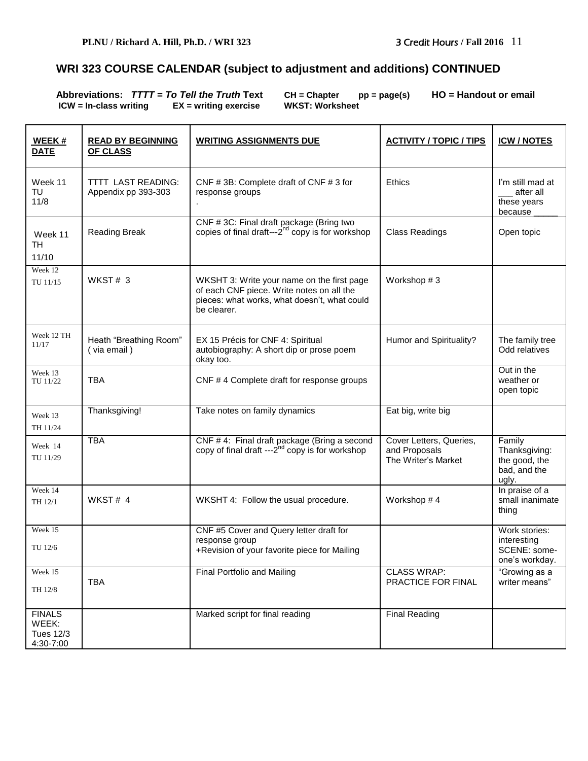## WRI 323 COURSE CALENDAR (subject to adjustment and additions) CONTINUED

**Abbreviations:** ***TTTT = To Tell the Truth* Text** **CH = Chapter** **pp = page(s)** **HO = Handout or email**
**ICW = In-class writing** **EX = writing exercise** **WKST: Worksheet**

| WEEK # DATE | READ BY BEGINNING OF CLASS | WRITING ASSIGNMENTS DUE | ACTIVITY / TOPIC / TIPS | ICW / NOTES |
|---|---|---|---|---|
| Week 11 TU 11/8 | TTTT LAST READING: Appendix pp 393-303 | CNF # 3B: Complete draft of CNF # 3 for response groups . | Ethics | I'm still mad at ___ after all these years because _____ |
| Week 11 TH 11/10 | Reading Break | CNF # 3C: Final draft package (Bring two copies of final draft---2nd copy is for workshop | Class Readings | Open topic |
| Week 12 TU 11/15 | WKST # 3 | WKSHT 3: Write your name on the first page of each CNF piece. Write notes on all the pieces: what works, what doesn't, what could be clearer. | Workshop # 3 | |
| Week 12 TH 11/17 | Heath "Breathing Room" ( via email ) | EX 15 Précis for CNF 4: Spiritual autobiography: A short dip or prose poem okay too. | Humor and Spirituality? | The family tree Odd relatives |
| Week 13 TU 11/22 | TBA | CNF # 4 Complete draft for response groups | | Out in the weather or open topic |
| Week 13 TH 11/24 | Thanksgiving! | Take notes on family dynamics | Eat big, write big | |
| Week 14 TU 11/29 | TBA | CNF # 4: Final draft package (Bring a second copy of final draft ---2nd copy is for workshop | Cover Letters, Queries, and Proposals The Writer's Market | Family Thanksgiving: the good, the bad, and the ugly. |
| Week 14 TH 12/1 | WKST # 4 | WKSHT 4: Follow the usual procedure. | Workshop # 4 | In praise of a small inanimate thing |
| Week 15 TU 12/6 | | CNF #5 Cover and Query letter draft for response group +Revision of your favorite piece for Mailing | | Work stories: interesting SCENE: some-one's workday. |
| Week 15 TH 12/8 | TBA | Final Portfolio and Mailing | CLASS WRAP: PRACTICE FOR FINAL | "Growing as a writer means" |
| FINALS WEEK: Tues 12/3 4:30-7:00 | | Marked script for final reading | Final Reading | |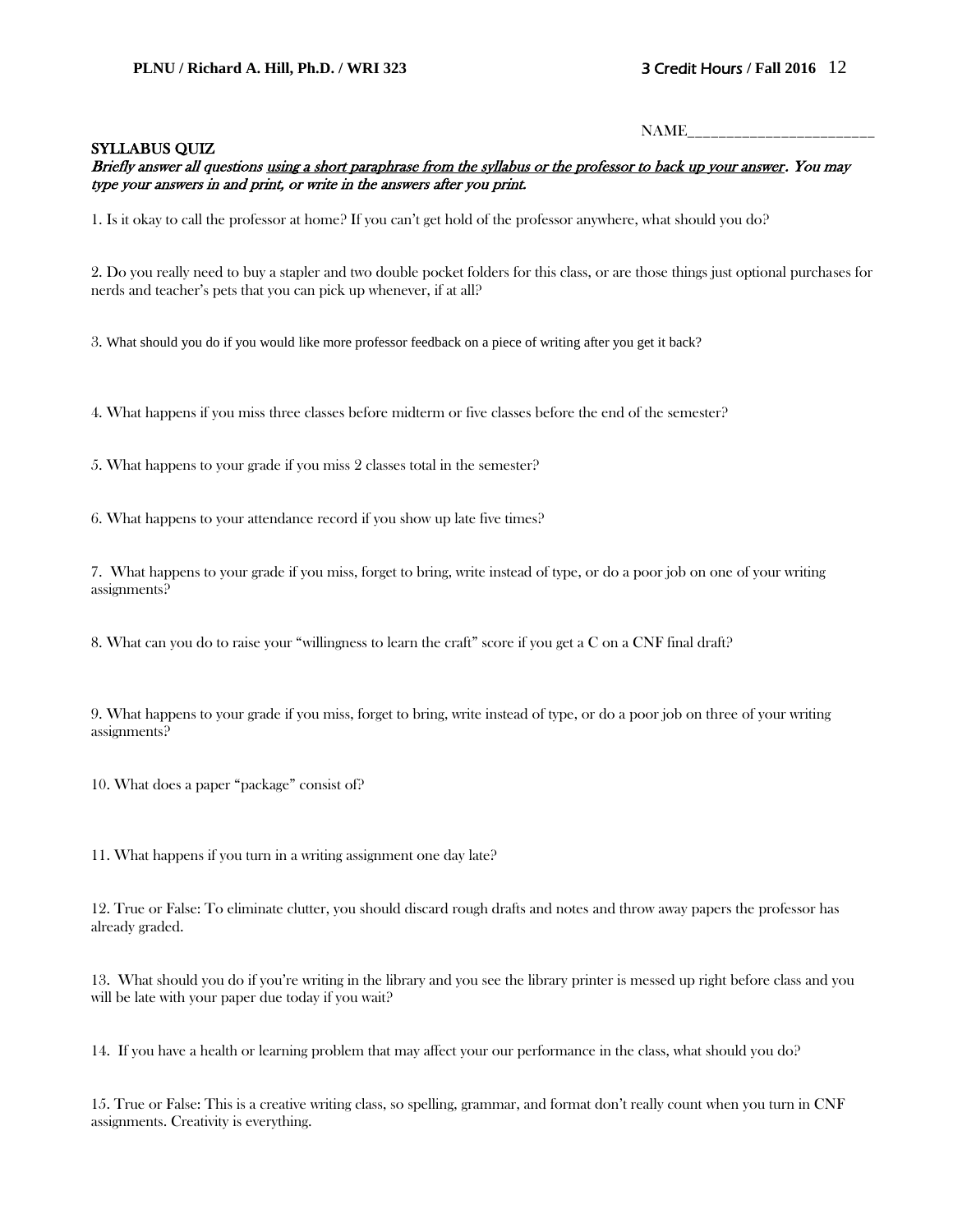NAME________________________

## SYLLABUS QUIZ

*Briefly answer all questions <u>using a short paraphrase from the syllabus or the professor to back up your answer</u>. You may type your answers in and print, or write in the answers after you print.*

1. Is it okay to call the professor at home? If you can't get hold of the professor anywhere, what should you do?

2. Do you really need to buy a stapler and two double pocket folders for this class, or are those things just optional purchases for nerds and teacher's pets that you can pick up whenever, if at all?

3. What should you do if you would like more professor feedback on a piece of writing after you get it back?

4. What happens if you miss three classes before midterm or five classes before the end of the semester?

5. What happens to your grade if you miss 2 classes total in the semester?

6. What happens to your attendance record if you show up late five times?

7. What happens to your grade if you miss, forget to bring, write instead of type, or do a poor job on one of your writing assignments?

8. What can you do to raise your "willingness to learn the craft" score if you get a C on a CNF final draft?

9. What happens to your grade if you miss, forget to bring, write instead of type, or do a poor job on three of your writing assignments?

10. What does a paper "package" consist of?

11. What happens if you turn in a writing assignment one day late?

12. True or False: To eliminate clutter, you should discard rough drafts and notes and throw away papers the professor has already graded.

13. What should you do if you're writing in the library and you see the library printer is messed up right before class and you will be late with your paper due today if you wait?

14. If you have a health or learning problem that may affect your our performance in the class, what should you do?

15. True or False: This is a creative writing class, so spelling, grammar, and format don't really count when you turn in CNF assignments. Creativity is everything.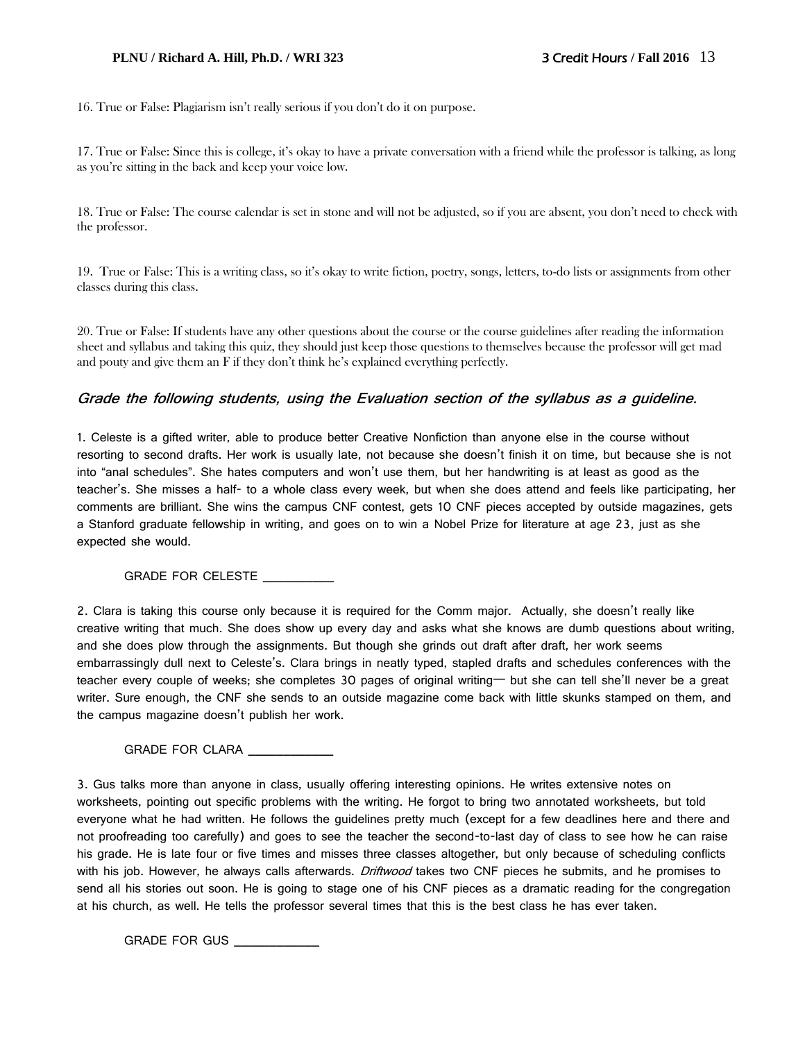16. True or False: Plagiarism isn't really serious if you don't do it on purpose.

17. True or False: Since this is college, it's okay to have a private conversation with a friend while the professor is talking, as long as you're sitting in the back and keep your voice low.

18. True or False: The course calendar is set in stone and will not be adjusted, so if you are absent, you don't need to check with the professor.

19. True or False: This is a writing class, so it's okay to write fiction, poetry, songs, letters, to-do lists or assignments from other classes during this class.

20. True or False: If students have any other questions about the course or the course guidelines after reading the information sheet and syllabus and taking this quiz, they should just keep those questions to themselves because the professor will get mad and pouty and give them an F if they don't think he's explained everything perfectly.

### *Grade the following students, using the Evaluation section of the syllabus as a guideline.*

1. Celeste is a gifted writer, able to produce better Creative Nonfiction than anyone else in the course without resorting to second drafts. Her work is usually late, not because she doesn't finish it on time, but because she is not into "anal schedules". She hates computers and won't use them, but her handwriting is at least as good as the teacher's. She misses a half- to a whole class every week, but when she does attend and feels like participating, her comments are brilliant. She wins the campus CNF contest, gets 10 CNF pieces accepted by outside magazines, gets a Stanford graduate fellowship in writing, and goes on to win a Nobel Prize for literature at age 23, just as she expected she would.

GRADE FOR CELESTE ___________

2. Clara is taking this course only because it is required for the Comm major. Actually, she doesn't really like creative writing that much. She does show up every day and asks what she knows are dumb questions about writing, and she does plow through the assignments. But though she grinds out draft after draft, her work seems embarrassingly dull next to Celeste's. Clara brings in neatly typed, stapled drafts and schedules conferences with the teacher every couple of weeks; she completes 30 pages of original writing— but she can tell she'll never be a great writer. Sure enough, the CNF she sends to an outside magazine come back with little skunks stamped on them, and the campus magazine doesn't publish her work.

GRADE FOR CLARA _____________

3. Gus talks more than anyone in class, usually offering interesting opinions. He writes extensive notes on worksheets, pointing out specific problems with the writing. He forgot to bring two annotated worksheets, but told everyone what he had written. He follows the guidelines pretty much (except for a few deadlines here and there and not proofreading too carefully) and goes to see the teacher the second-to-last day of class to see how he can raise his grade. He is late four or five times and misses three classes altogether, but only because of scheduling conflicts with his job. However, he always calls afterwards. *Driftwood* takes two CNF pieces he submits, and he promises to send all his stories out soon. He is going to stage one of his CNF pieces as a dramatic reading for the congregation at his church, as well. He tells the professor several times that this is the best class he has ever taken.

GRADE FOR GUS _____________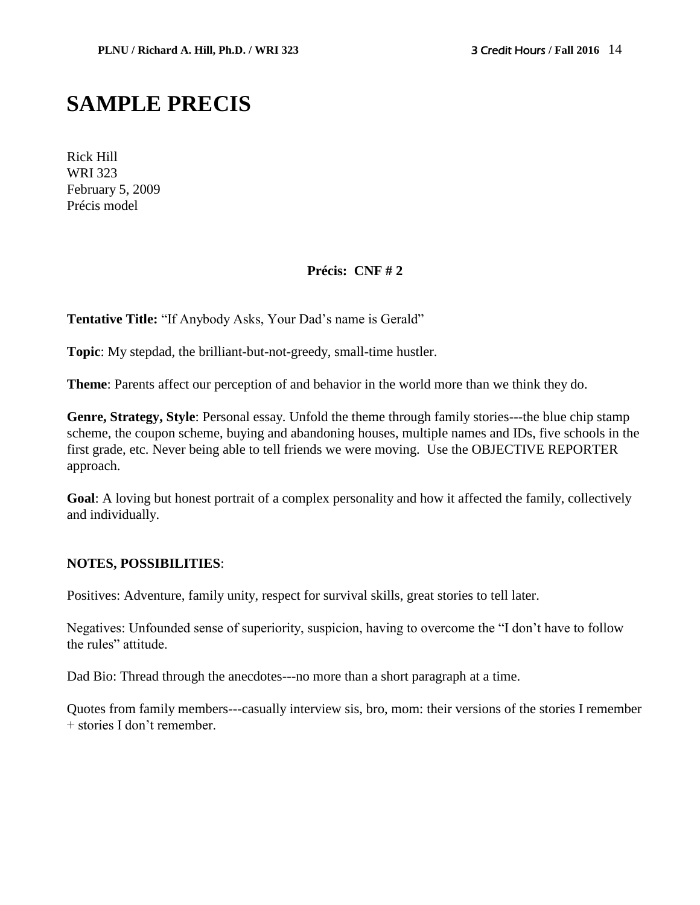# SAMPLE PRECIS

Rick Hill
WRI 323
February 5, 2009
Précis model

**Précis: CNF # 2**

**Tentative Title:** "If Anybody Asks, Your Dad's name is Gerald"

**Topic**: My stepdad, the brilliant-but-not-greedy, small-time hustler.

**Theme**: Parents affect our perception of and behavior in the world more than we think they do.

**Genre, Strategy, Style**: Personal essay. Unfold the theme through family stories---the blue chip stamp scheme, the coupon scheme, buying and abandoning houses, multiple names and IDs, five schools in the first grade, etc. Never being able to tell friends we were moving. Use the OBJECTIVE REPORTER approach.

**Goal**: A loving but honest portrait of a complex personality and how it affected the family, collectively and individually.

**NOTES, POSSIBILITIES**:

Positives: Adventure, family unity, respect for survival skills, great stories to tell later.

Negatives: Unfounded sense of superiority, suspicion, having to overcome the "I don't have to follow the rules" attitude.

Dad Bio: Thread through the anecdotes---no more than a short paragraph at a time.

Quotes from family members---casually interview sis, bro, mom: their versions of the stories I remember + stories I don't remember.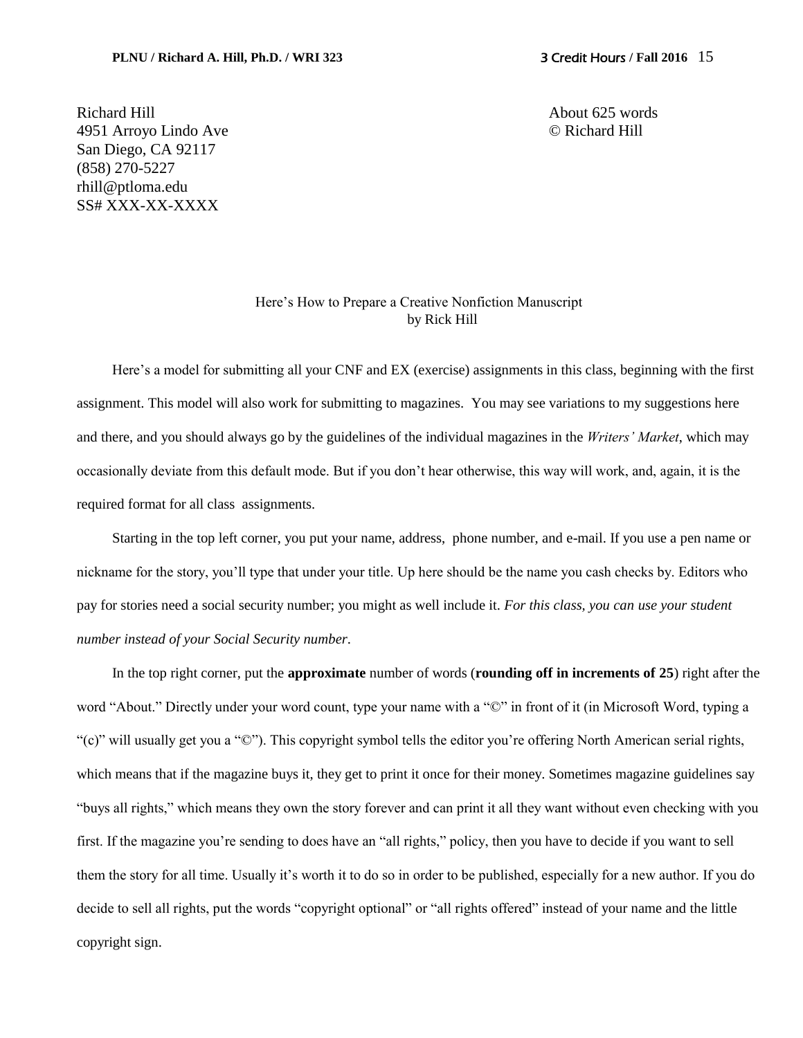Richard Hill
4951 Arroyo Lindo Ave
San Diego, CA 92117
(858) 270-5227
rhill@ptloma.edu
SS# XXX-XX-XXXX

About 625 words
© Richard Hill

Here's How to Prepare a Creative Nonfiction Manuscript
by Rick Hill

Here's a model for submitting all your CNF and EX (exercise) assignments in this class, beginning with the first assignment. This model will also work for submitting to magazines. You may see variations to my suggestions here and there, and you should always go by the guidelines of the individual magazines in the *Writers' Market*, which may occasionally deviate from this default mode. But if you don't hear otherwise, this way will work, and, again, it is the required format for all class assignments.

Starting in the top left corner, you put your name, address, phone number, and e-mail. If you use a pen name or nickname for the story, you'll type that under your title. Up here should be the name you cash checks by. Editors who pay for stories need a social security number; you might as well include it. *For this class, you can use your student number instead of your Social Security number*.

In the top right corner, put the **approximate** number of words (**rounding off in increments of 25**) right after the word "About." Directly under your word count, type your name with a "©" in front of it (in Microsoft Word, typing a "(c)" will usually get you a "©"). This copyright symbol tells the editor you're offering North American serial rights, which means that if the magazine buys it, they get to print it once for their money. Sometimes magazine guidelines say "buys all rights," which means they own the story forever and can print it all they want without even checking with you first. If the magazine you're sending to does have an "all rights," policy, then you have to decide if you want to sell them the story for all time. Usually it's worth it to do so in order to be published, especially for a new author. If you do decide to sell all rights, put the words "copyright optional" or "all rights offered" instead of your name and the little copyright sign.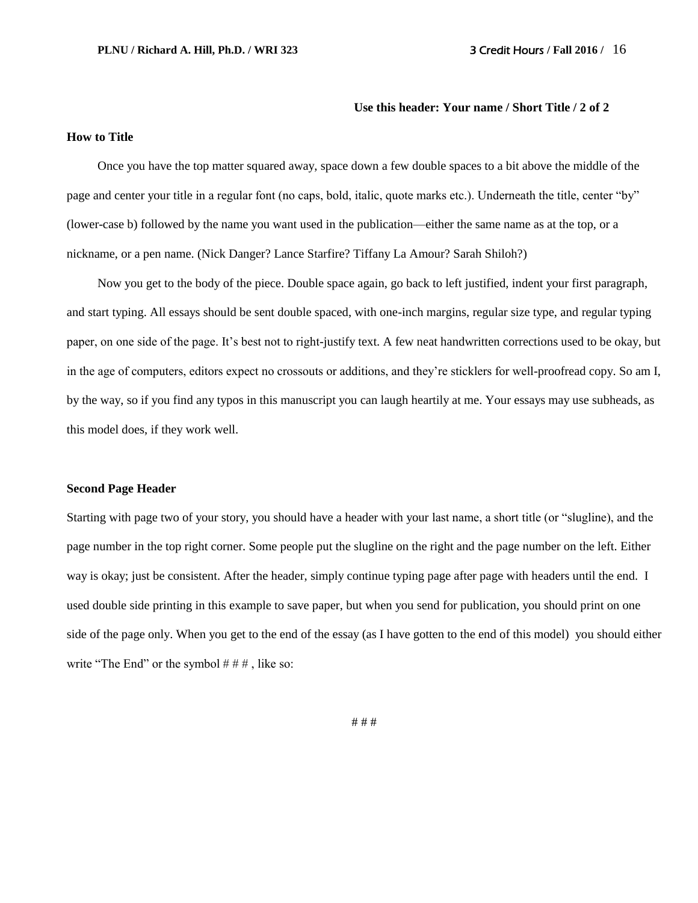**Use this header: Your name / Short Title / 2 of 2**

**How to Title**

Once you have the top matter squared away, space down a few double spaces to a bit above the middle of the page and center your title in a regular font (no caps, bold, italic, quote marks etc.). Underneath the title, center "by" (lower-case b) followed by the name you want used in the publication—either the same name as at the top, or a nickname, or a pen name. (Nick Danger? Lance Starfire? Tiffany La Amour? Sarah Shiloh?)

Now you get to the body of the piece. Double space again, go back to left justified, indent your first paragraph, and start typing. All essays should be sent double spaced, with one-inch margins, regular size type, and regular typing paper, on one side of the page. It's best not to right-justify text. A few neat handwritten corrections used to be okay, but in the age of computers, editors expect no crossouts or additions, and they're sticklers for well-proofread copy. So am I, by the way, so if you find any typos in this manuscript you can laugh heartily at me. Your essays may use subheads, as this model does, if they work well.

**Second Page Header**

Starting with page two of your story, you should have a header with your last name, a short title (or "slugline), and the page number in the top right corner. Some people put the slugline on the right and the page number on the left. Either way is okay; just be consistent. After the header, simply continue typing page after page with headers until the end. I used double side printing in this example to save paper, but when you send for publication, you should print on one side of the page only. When you get to the end of the essay (as I have gotten to the end of this model) you should either write "The End" or the symbol # # # , like so:

# # #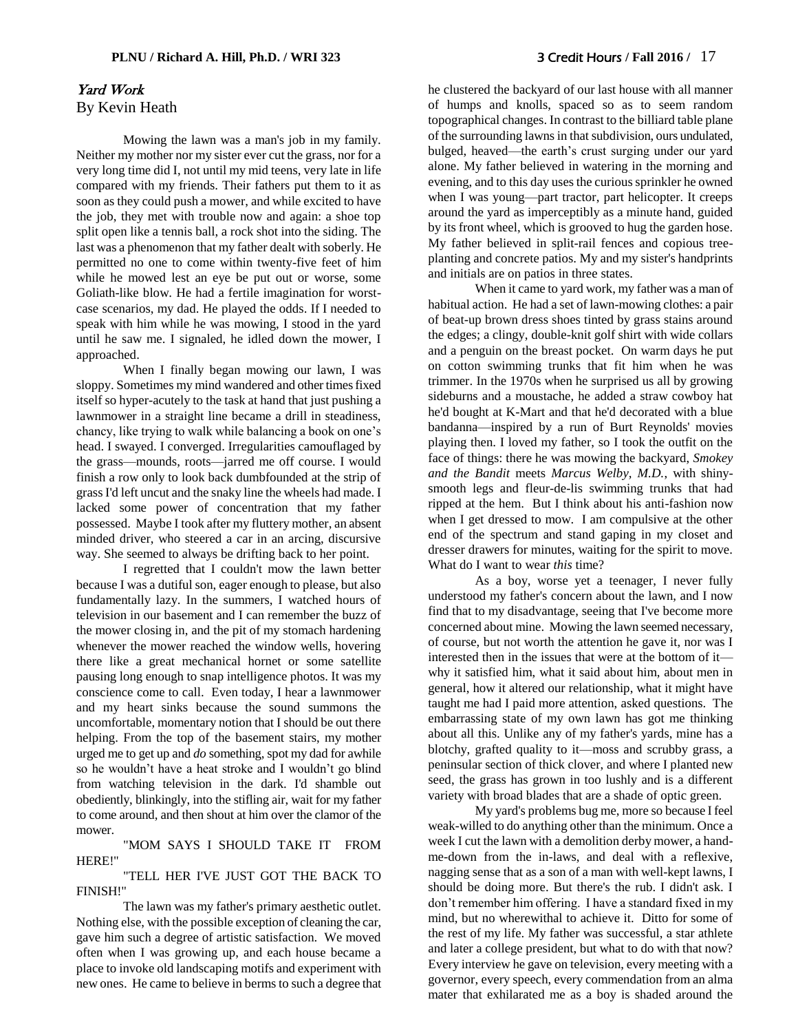## *Yard Work*

By Kevin Heath

Mowing the lawn was a man's job in my family. Neither my mother nor my sister ever cut the grass, nor for a very long time did I, not until my mid teens, very late in life compared with my friends. Their fathers put them to it as soon as they could push a mower, and while excited to have the job, they met with trouble now and again: a shoe top split open like a tennis ball, a rock shot into the siding. The last was a phenomenon that my father dealt with soberly. He permitted no one to come within twenty-five feet of him while he mowed lest an eye be put out or worse, some Goliath-like blow. He had a fertile imagination for worst-case scenarios, my dad. He played the odds. If I needed to speak with him while he was mowing, I stood in the yard until he saw me. I signaled, he idled down the mower, I approached.

When I finally began mowing our lawn, I was sloppy. Sometimes my mind wandered and other times fixed itself so hyper-acutely to the task at hand that just pushing a lawnmower in a straight line became a drill in steadiness, chancy, like trying to walk while balancing a book on one's head. I swayed. I converged. Irregularities camouflaged by the grass—mounds, roots—jarred me off course. I would finish a row only to look back dumbfounded at the strip of grass I'd left uncut and the snaky line the wheels had made. I lacked some power of concentration that my father possessed. Maybe I took after my fluttery mother, an absent minded driver, who steered a car in an arcing, discursive way. She seemed to always be drifting back to her point.

I regretted that I couldn't mow the lawn better because I was a dutiful son, eager enough to please, but also fundamentally lazy. In the summers, I watched hours of television in our basement and I can remember the buzz of the mower closing in, and the pit of my stomach hardening whenever the mower reached the window wells, hovering there like a great mechanical hornet or some satellite pausing long enough to snap intelligence photos. It was my conscience come to call. Even today, I hear a lawnmower and my heart sinks because the sound summons the uncomfortable, momentary notion that I should be out there helping. From the top of the basement stairs, my mother urged me to get up and *do* something, spot my dad for awhile so he wouldn't have a heat stroke and I wouldn't go blind from watching television in the dark. I'd shamble out obediently, blinkingly, into the stifling air, wait for my father to come around, and then shout at him over the clamor of the mower.

"MOM SAYS I SHOULD TAKE IT FROM HERE!"

"TELL HER I'VE JUST GOT THE BACK TO FINISH!"

The lawn was my father's primary aesthetic outlet. Nothing else, with the possible exception of cleaning the car, gave him such a degree of artistic satisfaction. We moved often when I was growing up, and each house became a place to invoke old landscaping motifs and experiment with new ones. He came to believe in berms to such a degree that he clustered the backyard of our last house with all manner of humps and knolls, spaced so as to seem random topographical changes. In contrast to the billiard table plane of the surrounding lawns in that subdivision, ours undulated, bulged, heaved—the earth's crust surging under our yard alone. My father believed in watering in the morning and evening, and to this day uses the curious sprinkler he owned when I was young—part tractor, part helicopter. It creeps around the yard as imperceptibly as a minute hand, guided by its front wheel, which is grooved to hug the garden hose. My father believed in split-rail fences and copious tree-planting and concrete patios. My and my sister's handprints and initials are on patios in three states.

When it came to yard work, my father was a man of habitual action. He had a set of lawn-mowing clothes: a pair of beat-up brown dress shoes tinted by grass stains around the edges; a clingy, double-knit golf shirt with wide collars and a penguin on the breast pocket. On warm days he put on cotton swimming trunks that fit him when he was trimmer. In the 1970s when he surprised us all by growing sideburns and a moustache, he added a straw cowboy hat he'd bought at K-Mart and that he'd decorated with a blue bandanna—inspired by a run of Burt Reynolds' movies playing then. I loved my father, so I took the outfit on the face of things: there he was mowing the backyard, *Smokey and the Bandit* meets *Marcus Welby, M.D.*, with shiny-smooth legs and fleur-de-lis swimming trunks that had ripped at the hem. But I think about his anti-fashion now when I get dressed to mow. I am compulsive at the other end of the spectrum and stand gaping in my closet and dresser drawers for minutes, waiting for the spirit to move. What do I want to wear *this* time?

As a boy, worse yet a teenager, I never fully understood my father's concern about the lawn, and I now find that to my disadvantage, seeing that I've become more concerned about mine. Mowing the lawn seemed necessary, of course, but not worth the attention he gave it, nor was I interested then in the issues that were at the bottom of it—why it satisfied him, what it said about him, about men in general, how it altered our relationship, what it might have taught me had I paid more attention, asked questions. The embarrassing state of my own lawn has got me thinking about all this. Unlike any of my father's yards, mine has a blotchy, grafted quality to it—moss and scrubby grass, a peninsular section of thick clover, and where I planted new seed, the grass has grown in too lushly and is a different variety with broad blades that are a shade of optic green.

My yard's problems bug me, more so because I feel weak-willed to do anything other than the minimum. Once a week I cut the lawn with a demolition derby mower, a hand-me-down from the in-laws, and deal with a reflexive, nagging sense that as a son of a man with well-kept lawns, I should be doing more. But there's the rub. I didn't ask. I don't remember him offering. I have a standard fixed in my mind, but no wherewithal to achieve it. Ditto for some of the rest of my life. My father was successful, a star athlete and later a college president, but what to do with that now? Every interview he gave on television, every meeting with a governor, every speech, every commendation from an alma mater that exhilarated me as a boy is shaded around the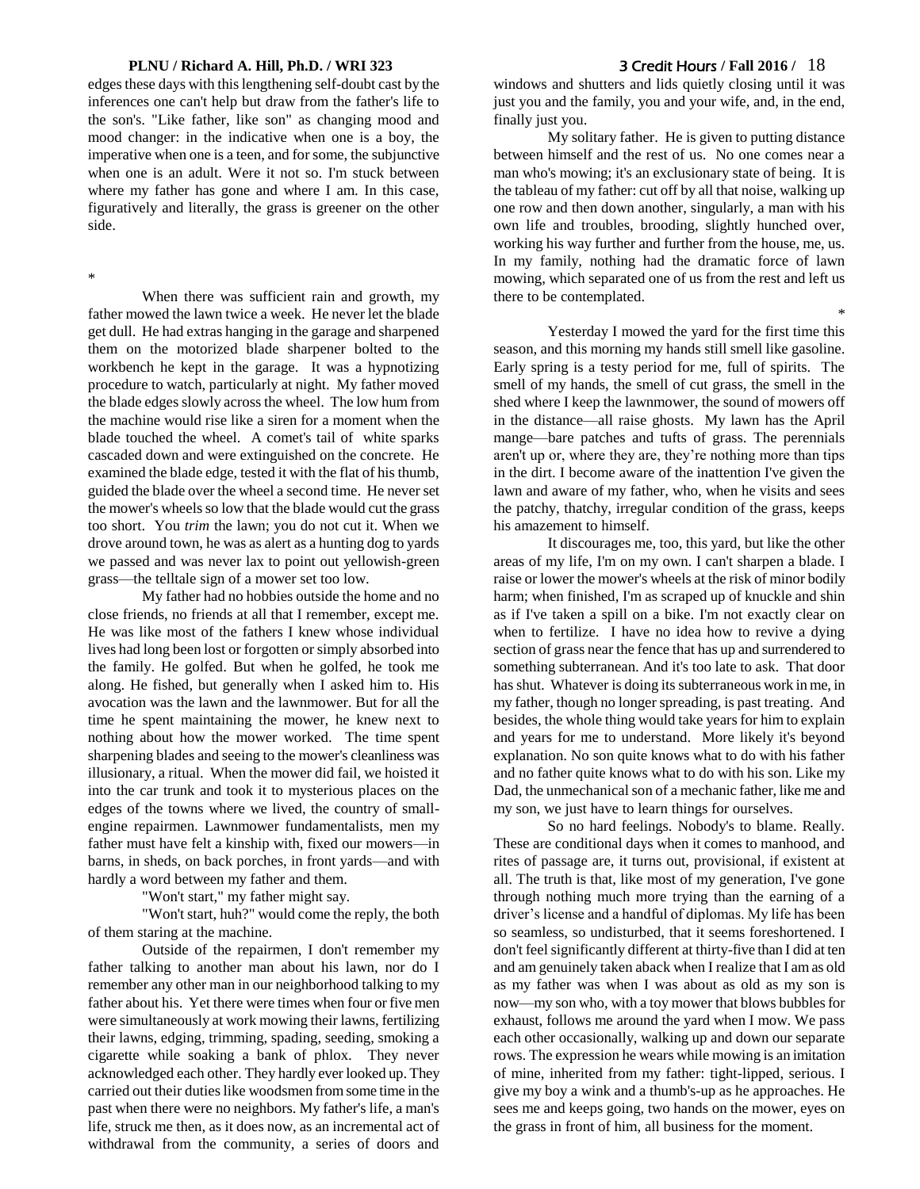edges these days with this lengthening self-doubt cast by the inferences one can't help but draw from the father's life to the son's. "Like father, like son" as changing mood and mood changer: in the indicative when one is a boy, the imperative when one is a teen, and for some, the subjunctive when one is an adult. Were it not so. I'm stuck between where my father has gone and where I am. In this case, figuratively and literally, the grass is greener on the other side.

*

When there was sufficient rain and growth, my father mowed the lawn twice a week. He never let the blade get dull. He had extras hanging in the garage and sharpened them on the motorized blade sharpener bolted to the workbench he kept in the garage. It was a hypnotizing procedure to watch, particularly at night. My father moved the blade edges slowly across the wheel. The low hum from the machine would rise like a siren for a moment when the blade touched the wheel. A comet's tail of white sparks cascaded down and were extinguished on the concrete. He examined the blade edge, tested it with the flat of his thumb, guided the blade over the wheel a second time. He never set the mower's wheels so low that the blade would cut the grass too short. You *trim* the lawn; you do not cut it. When we drove around town, he was as alert as a hunting dog to yards we passed and was never lax to point out yellowish-green grass—the telltale sign of a mower set too low.

My father had no hobbies outside the home and no close friends, no friends at all that I remember, except me. He was like most of the fathers I knew whose individual lives had long been lost or forgotten or simply absorbed into the family. He golfed. But when he golfed, he took me along. He fished, but generally when I asked him to. His avocation was the lawn and the lawnmower. But for all the time he spent maintaining the mower, he knew next to nothing about how the mower worked. The time spent sharpening blades and seeing to the mower's cleanliness was illusionary, a ritual. When the mower did fail, we hoisted it into the car trunk and took it to mysterious places on the edges of the towns where we lived, the country of small-engine repairmen. Lawnmower fundamentalists, men my father must have felt a kinship with, fixed our mowers—in barns, in sheds, on back porches, in front yards—and with hardly a word between my father and them.

"Won't start," my father might say.

"Won't start, huh?" would come the reply, the both of them staring at the machine.

Outside of the repairmen, I don't remember my father talking to another man about his lawn, nor do I remember any other man in our neighborhood talking to my father about his. Yet there were times when four or five men were simultaneously at work mowing their lawns, fertilizing their lawns, edging, trimming, spading, seeding, smoking a cigarette while soaking a bank of phlox. They never acknowledged each other. They hardly ever looked up. They carried out their duties like woodsmen from some time in the past when there were no neighbors. My father's life, a man's life, struck me then, as it does now, as an incremental act of withdrawal from the community, a series of doors and windows and shutters and lids quietly closing until it was just you and the family, you and your wife, and, in the end, finally just you.

My solitary father. He is given to putting distance between himself and the rest of us. No one comes near a man who's mowing; it's an exclusionary state of being. It is the tableau of my father: cut off by all that noise, walking up one row and then down another, singularly, a man with his own life and troubles, brooding, slightly hunched over, working his way further and further from the house, me, us. In my family, nothing had the dramatic force of lawn mowing, which separated one of us from the rest and left us there to be contemplated.

*

Yesterday I mowed the yard for the first time this season, and this morning my hands still smell like gasoline. Early spring is a testy period for me, full of spirits. The smell of my hands, the smell of cut grass, the smell in the shed where I keep the lawnmower, the sound of mowers off in the distance—all raise ghosts. My lawn has the April mange—bare patches and tufts of grass. The perennials aren't up or, where they are, they're nothing more than tips in the dirt. I become aware of the inattention I've given the lawn and aware of my father, who, when he visits and sees the patchy, thatchy, irregular condition of the grass, keeps his amazement to himself.

It discourages me, too, this yard, but like the other areas of my life, I'm on my own. I can't sharpen a blade. I raise or lower the mower's wheels at the risk of minor bodily harm; when finished, I'm as scraped up of knuckle and shin as if I've taken a spill on a bike. I'm not exactly clear on when to fertilize. I have no idea how to revive a dying section of grass near the fence that has up and surrendered to something subterranean. And it's too late to ask. That door has shut. Whatever is doing its subterraneous work in me, in my father, though no longer spreading, is past treating. And besides, the whole thing would take years for him to explain and years for me to understand. More likely it's beyond explanation. No son quite knows what to do with his father and no father quite knows what to do with his son. Like my Dad, the unmechanical son of a mechanic father, like me and my son, we just have to learn things for ourselves.

So no hard feelings. Nobody's to blame. Really. These are conditional days when it comes to manhood, and rites of passage are, it turns out, provisional, if existent at all. The truth is that, like most of my generation, I've gone through nothing much more trying than the earning of a driver's license and a handful of diplomas. My life has been so seamless, so undisturbed, that it seems foreshortened. I don't feel significantly different at thirty-five than I did at ten and am genuinely taken aback when I realize that I am as old as my father was when I was about as old as my son is now—my son who, with a toy mower that blows bubbles for exhaust, follows me around the yard when I mow. We pass each other occasionally, walking up and down our separate rows. The expression he wears while mowing is an imitation of mine, inherited from my father: tight-lipped, serious. I give my boy a wink and a thumb's-up as he approaches. He sees me and keeps going, two hands on the mower, eyes on the grass in front of him, all business for the moment.